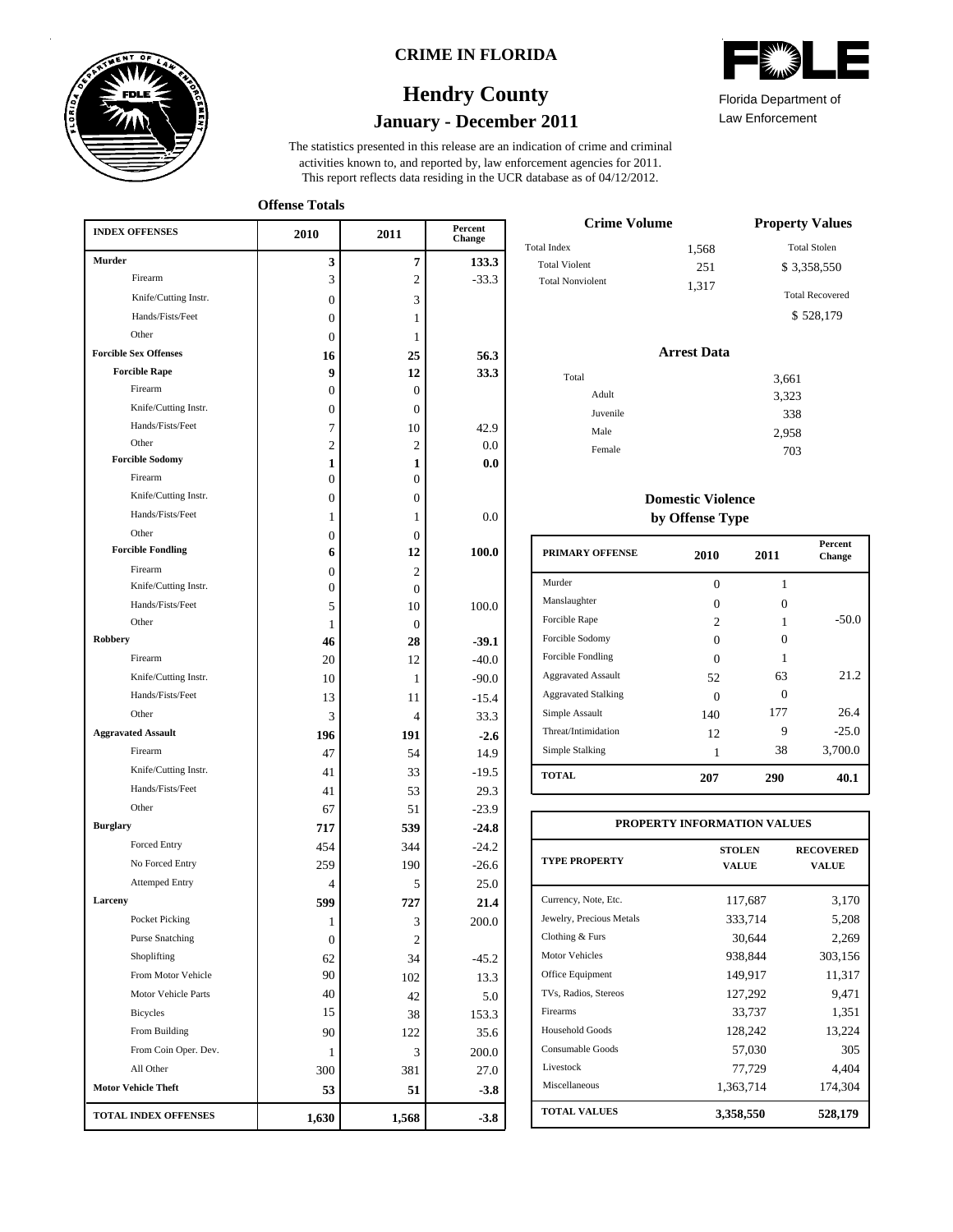CRIME IN FLORIDA

# Hendry County

## January - December 2011

Florida Department of Law Enforcement

The statistics presented in this release are an indication of crime and criminal activities known to, and reported by, law enforcement agencies for 2011. This report reflects data residing in the UCR database as of 04/12/2012.

### Offense Totals

| INDEX OFFENSES | 2010 | 2011 | Percent Change |
|---|---|---|---|
| **Murder** | **3** | **7** | **133.3** |
| Firearm | 3 | 2 | -33.3 |
| Knife/Cutting Instr. | 0 | 3 | |
| Hands/Fists/Feet | 0 | 1 | |
| Other | 0 | 1 | |
| **Forcible Sex Offenses** | **16** | **25** | **56.3** |
| **Forcible Rape** | **9** | **12** | **33.3** |
| Firearm | 0 | 0 | |
| Knife/Cutting Instr. | 0 | 0 | |
| Hands/Fists/Feet | 7 | 10 | 42.9 |
| Other | 2 | 2 | 0.0 |
| **Forcible Sodomy** | **1** | **1** | **0.0** |
| Firearm | 0 | 0 | |
| Knife/Cutting Instr. | 0 | 0 | |
| Hands/Fists/Feet | 1 | 1 | 0.0 |
| Other | 0 | 0 | |
| **Forcible Fondling** | **6** | **12** | **100.0** |
| Firearm | 0 | 2 | |
| Knife/Cutting Instr. | 0 | 0 | |
| Hands/Fists/Feet | 5 | 10 | 100.0 |
| Other | 1 | 0 | |
| **Robbery** | **46** | **28** | **-39.1** |
| Firearm | 20 | 12 | -40.0 |
| Knife/Cutting Instr. | 10 | 1 | -90.0 |
| Hands/Fists/Feet | 13 | 11 | -15.4 |
| Other | 3 | 4 | 33.3 |
| **Aggravated Assault** | **196** | **191** | **-2.6** |
| Firearm | 47 | 54 | 14.9 |
| Knife/Cutting Instr. | 41 | 33 | -19.5 |
| Hands/Fists/Feet | 41 | 53 | 29.3 |
| Other | 67 | 51 | -23.9 |
| **Burglary** | **717** | **539** | **-24.8** |
| Forced Entry | 454 | 344 | -24.2 |
| No Forced Entry | 259 | 190 | -26.6 |
| Attemped Entry | 4 | 5 | 25.0 |
| **Larceny** | **599** | **727** | **21.4** |
| Pocket Picking | 1 | 3 | 200.0 |
| Purse Snatching | 0 | 2 | |
| Shoplifting | 62 | 34 | -45.2 |
| From Motor Vehicle | 90 | 102 | 13.3 |
| Motor Vehicle Parts | 40 | 42 | 5.0 |
| Bicycles | 15 | 38 | 153.3 |
| From Building | 90 | 122 | 35.6 |
| From Coin Oper. Dev. | 1 | 3 | 200.0 |
| All Other | 300 | 381 | 27.0 |
| **Motor Vehicle Theft** | **53** | **51** | **-3.8** |
| **TOTAL INDEX OFFENSES** | **1,630** | **1,568** | **-3.8** |

### Crime Volume

| | |
|---|---|
| Total Index | 1,568 |
| Total Violent | 251 |
| Total Nonviolent | 1,317 |

### Property Values

Total Stolen: $ 3,358,550

Total Recovered: $ 528,179

### Arrest Data

| | |
|---|---|
| Total | 3,661 |
| Adult | 3,323 |
| Juvenile | 338 |
| Male | 2,958 |
| Female | 703 |

### Domestic Violence by Offense Type

| PRIMARY OFFENSE | 2010 | 2011 | Percent Change |
|---|---|---|---|
| Murder | 0 | 1 | |
| Manslaughter | 0 | 0 | |
| Forcible Rape | 2 | 1 | -50.0 |
| Forcible Sodomy | 0 | 0 | |
| Forcible Fondling | 0 | 1 | |
| Aggravated Assault | 52 | 63 | 21.2 |
| Aggravated Stalking | 0 | 0 | |
| Simple Assault | 140 | 177 | 26.4 |
| Threat/Intimidation | 12 | 9 | -25.0 |
| Simple Stalking | 1 | 38 | 3,700.0 |
| **TOTAL** | **207** | **290** | **40.1** |

### PROPERTY INFORMATION VALUES

| TYPE PROPERTY | STOLEN VALUE | RECOVERED VALUE |
|---|---|---|
| Currency, Note, Etc. | 117,687 | 3,170 |
| Jewelry, Precious Metals | 333,714 | 5,208 |
| Clothing & Furs | 30,644 | 2,269 |
| Motor Vehicles | 938,844 | 303,156 |
| Office Equipment | 149,917 | 11,317 |
| TVs, Radios, Stereos | 127,292 | 9,471 |
| Firearms | 33,737 | 1,351 |
| Household Goods | 128,242 | 13,224 |
| Consumable Goods | 57,030 | 305 |
| Livestock | 77,729 | 4,404 |
| Miscellaneous | 1,363,714 | 174,304 |
| **TOTAL VALUES** | **3,358,550** | **528,179** |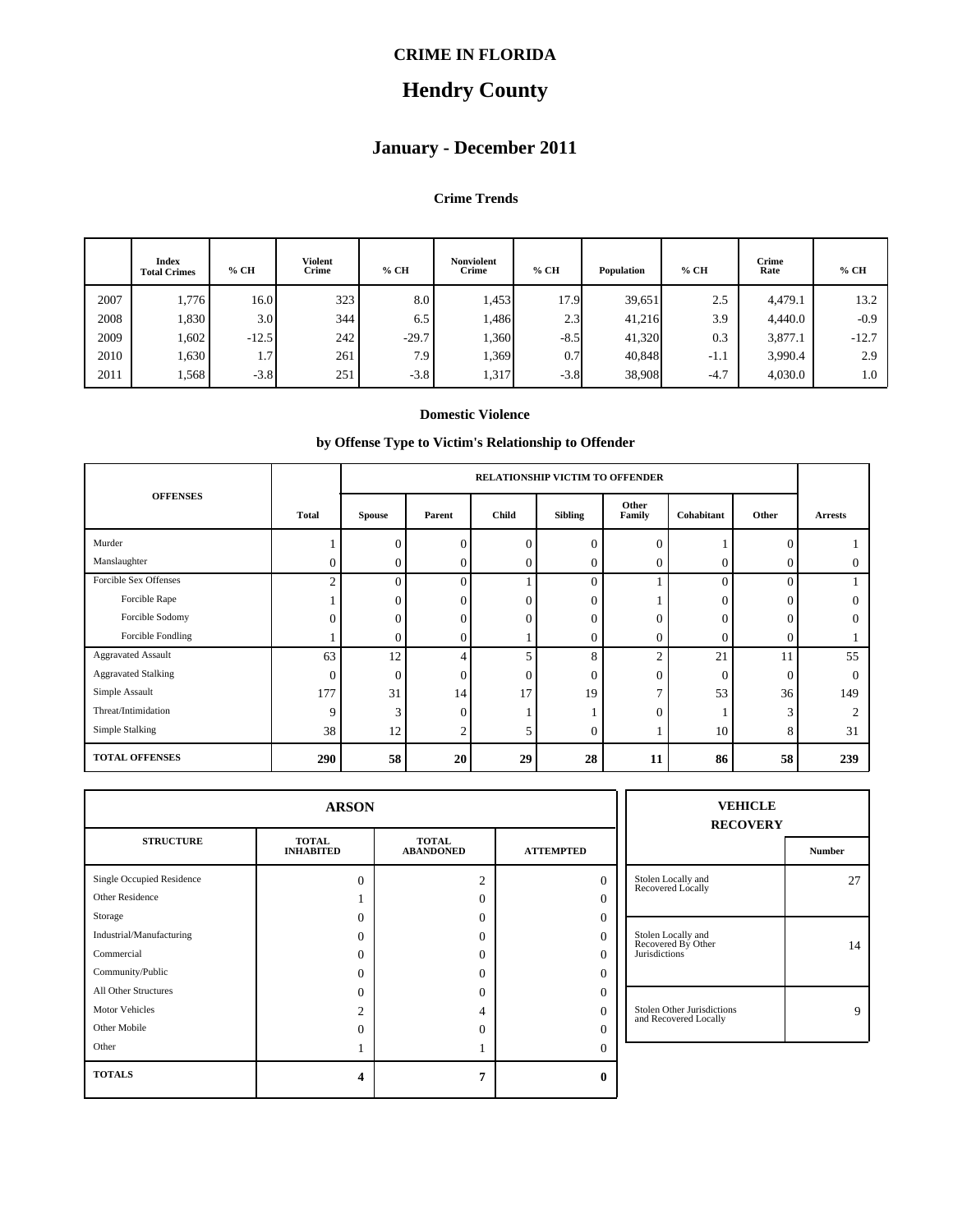**CRIME IN FLORIDA**

# Hendry County

## January - December 2011

### Crime Trends

| | Index Total Crimes | % CH | Violent Crime | % CH | Nonviolent Crime | % CH | Population | % CH | Crime Rate | % CH |
|---|---|---|---|---|---|---|---|---|---|---|
| 2007 | 1,776 | 16.0 | 323 | 8.0 | 1,453 | 17.9 | 39,651 | 2.5 | 4,479.1 | 13.2 |
| 2008 | 1,830 | 3.0 | 344 | 6.5 | 1,486 | 2.3 | 41,216 | 3.9 | 4,440.0 | -0.9 |
| 2009 | 1,602 | -12.5 | 242 | -29.7 | 1,360 | -8.5 | 41,320 | 0.3 | 3,877.1 | -12.7 |
| 2010 | 1,630 | 1.7 | 261 | 7.9 | 1,369 | 0.7 | 40,848 | -1.1 | 3,990.4 | 2.9 |
| 2011 | 1,568 | -3.8 | 251 | -3.8 | 1,317 | -3.8 | 38,908 | -4.7 | 4,030.0 | 1.0 |

### Domestic Violence

### by Offense Type to Victim's Relationship to Offender

| OFFENSES | Total | RELATIONSHIP VICTIM TO OFFENDER | | | | | | | Arrests |
|---|---|---|---|---|---|---|---|---|---|
| | | Spouse | Parent | Child | Sibling | Other Family | Cohabitant | Other | |
| Murder | 1 | 0 | 0 | 0 | 0 | 0 | 1 | 0 | 1 |
| Manslaughter | 0 | 0 | 0 | 0 | 0 | 0 | 0 | 0 | 0 |
| Forcible Sex Offenses | 2 | 0 | 0 | 1 | 0 | 1 | 0 | 0 | 1 |
| Forcible Rape | 1 | 0 | 0 | 0 | 0 | 1 | 0 | 0 | 0 |
| Forcible Sodomy | 0 | 0 | 0 | 0 | 0 | 0 | 0 | 0 | 0 |
| Forcible Fondling | 1 | 0 | 0 | 1 | 0 | 0 | 0 | 0 | 1 |
| Aggravated Assault | 63 | 12 | 4 | 5 | 8 | 2 | 21 | 11 | 55 |
| Aggravated Stalking | 0 | 0 | 0 | 0 | 0 | 0 | 0 | 0 | 0 |
| Simple Assault | 177 | 31 | 14 | 17 | 19 | 7 | 53 | 36 | 149 |
| Threat/Intimidation | 9 | 3 | 0 | 1 | 1 | 0 | 1 | 3 | 2 |
| Simple Stalking | 38 | 12 | 2 | 5 | 0 | 1 | 10 | 8 | 31 |
| **TOTAL OFFENSES** | **290** | **58** | **20** | **29** | **28** | **11** | **86** | **58** | **239** |

### ARSON

| STRUCTURE | TOTAL INHABITED | TOTAL ABANDONED | ATTEMPTED |
|---|---|---|---|
| Single Occupied Residence | 0 | 2 | 0 |
| Other Residence | 1 | 0 | 0 |
| Storage | 0 | 0 | 0 |
| Industrial/Manufacturing | 0 | 0 | 0 |
| Commercial | 0 | 0 | 0 |
| Community/Public | 0 | 0 | 0 |
| All Other Structures | 0 | 0 | 0 |
| Motor Vehicles | 2 | 4 | 0 |
| Other Mobile | 0 | 0 | 0 |
| Other | 1 | 1 | 0 |
| **TOTALS** | **4** | **7** | **0** |

### VEHICLE RECOVERY

| | Number |
|---|---|
| Stolen Locally and Recovered Locally | 27 |
| Stolen Locally and Recovered By Other Jurisdictions | 14 |
| Stolen Other Jurisdictions and Recovered Locally | 9 |